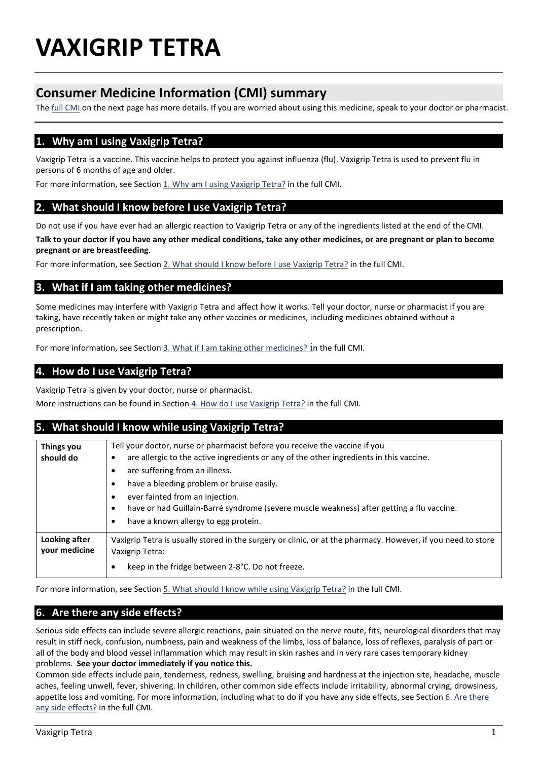# VAXIGRIP TETRA

## Consumer Medicine Information (CMI) summary

The full CMI on the next page has more details. If you are worried about using this medicine, speak to your doctor or pharmacist.

### 1. Why am I using Vaxigrip Tetra?

Vaxigrip Tetra is a vaccine. This vaccine helps to protect you against influenza (flu). Vaxigrip Tetra is used to prevent flu in persons of 6 months of age and older.

For more information, see Section 1. Why am I using Vaxigrip Tetra? in the full CMI.

### 2. What should I know before I use Vaxigrip Tetra?

Do not use if you have ever had an allergic reaction to Vaxigrip Tetra or any of the ingredients listed at the end of the CMI.

**Talk to your doctor if you have any other medical conditions, take any other medicines, or are pregnant or plan to become pregnant or are breastfeeding**.

For more information, see Section 2. What should I know before I use Vaxigrip Tetra? in the full CMI.

### 3. What if I am taking other medicines?

Some medicines may interfere with Vaxigrip Tetra and affect how it works. Tell your doctor, nurse or pharmacist if you are taking, have recently taken or might take any other vaccines or medicines, including medicines obtained without a prescription.

For more information, see Section 3. What if I am taking other medicines? in the full CMI.

### 4. How do I use Vaxigrip Tetra?

Vaxigrip Tetra is given by your doctor, nurse or pharmacist.

More instructions can be found in Section 4. How do I use Vaxigrip Tetra? in the full CMI.

### 5. What should I know while using Vaxigrip Tetra?

| | |
|---|---|
| **Things you should do** | Tell your doctor, nurse or pharmacist before you receive the vaccine if you<br>• are allergic to the active ingredients or any of the other ingredients in this vaccine.<br>• are suffering from an illness.<br>• have a bleeding problem or bruise easily.<br>• ever fainted from an injection.<br>• have or had Guillain-Barré syndrome (severe muscle weakness) after getting a flu vaccine.<br>• have a known allergy to egg protein. |
| **Looking after your medicine** | Vaxigrip Tetra is usually stored in the surgery or clinic, or at the pharmacy. However, if you need to store Vaxigrip Tetra:<br>• keep in the fridge between 2-8°C. Do not freeze. |

For more information, see Section 5. What should I know while using Vaxigrip Tetra? in the full CMI.

### 6. Are there any side effects?

Serious side effects can include severe allergic reactions, pain situated on the nerve route, fits, neurological disorders that may result in stiff neck, confusion, numbness, pain and weakness of the limbs, loss of balance, loss of reflexes, paralysis of part or all of the body and blood vessel inflammation which may result in skin rashes and in very rare cases temporary kidney problems. **See your doctor immediately if you notice this.**

Common side effects include pain, tenderness, redness, swelling, bruising and hardness at the injection site, headache, muscle aches, feeling unwell, fever, shivering. In children, other common side effects include irritability, abnormal crying, drowsiness, appetite loss and vomiting. For more information, including what to do if you have any side effects, see Section 6. Are there any side effects? in the full CMI.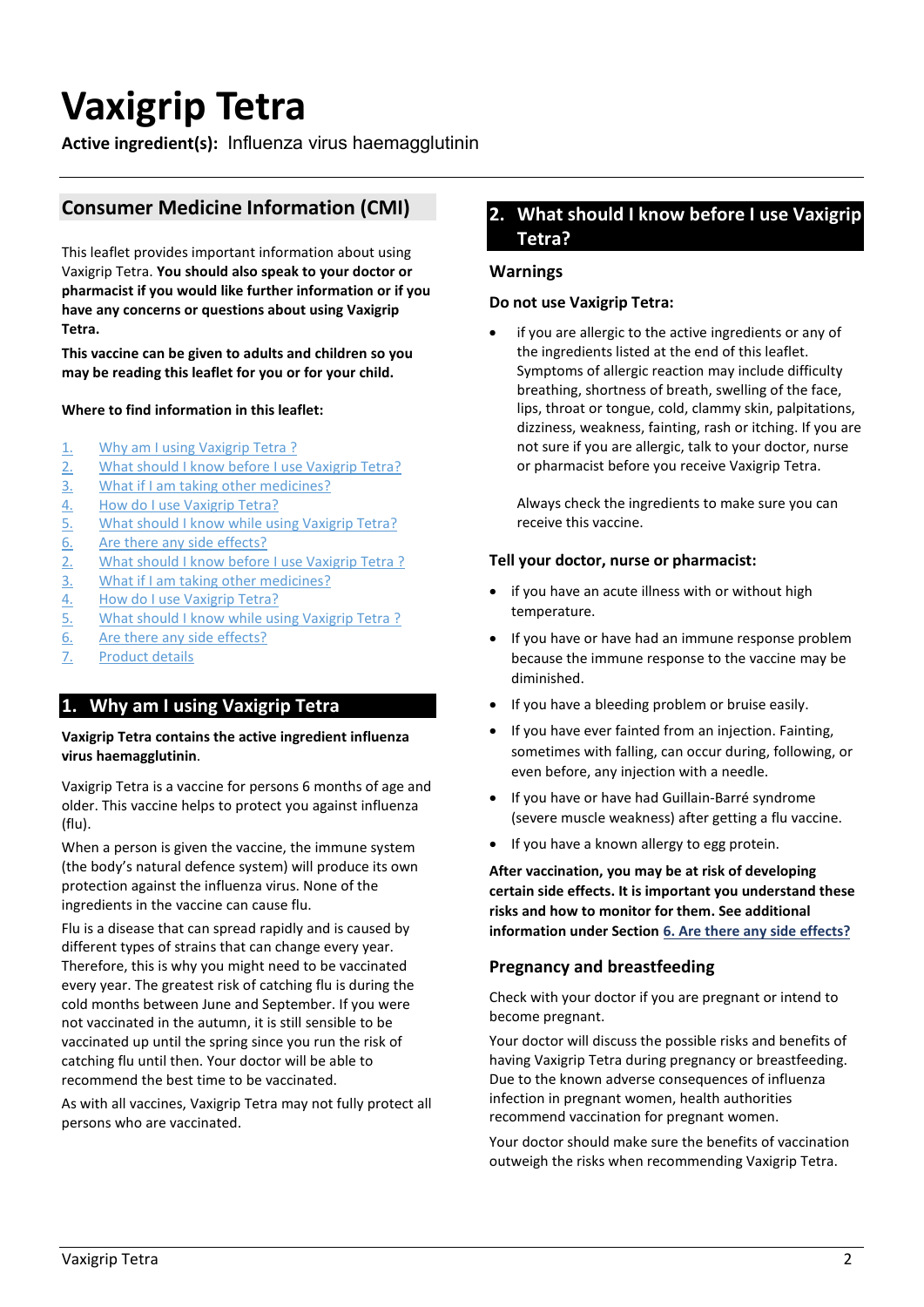# Vaxigrip Tetra

**Active ingredient(s):** Influenza virus haemagglutinin

## Consumer Medicine Information (CMI)

This leaflet provides important information about using Vaxigrip Tetra. **You should also speak to your doctor or pharmacist if you would like further information or if you have any concerns or questions about using Vaxigrip Tetra.**

**This vaccine can be given to adults and children so you may be reading this leaflet for you or for your child.**

**Where to find information in this leaflet:**

1. Why am I using Vaxigrip Tetra ?
2. What should I know before I use Vaxigrip Tetra?
3. What if I am taking other medicines?
4. How do I use Vaxigrip Tetra?
5. What should I know while using Vaxigrip Tetra?
6. Are there any side effects?
2. What should I know before I use Vaxigrip Tetra ?
3. What if I am taking other medicines?
4. How do I use Vaxigrip Tetra?
5. What should I know while using Vaxigrip Tetra ?
6. Are there any side effects?
7. Product details

## 1. Why am I using Vaxigrip Tetra

**Vaxigrip Tetra contains the active ingredient influenza virus haemagglutinin**.

Vaxigrip Tetra is a vaccine for persons 6 months of age and older. This vaccine helps to protect you against influenza (flu).

When a person is given the vaccine, the immune system (the body's natural defence system) will produce its own protection against the influenza virus. None of the ingredients in the vaccine can cause flu.

Flu is a disease that can spread rapidly and is caused by different types of strains that can change every year. Therefore, this is why you might need to be vaccinated every year. The greatest risk of catching flu is during the cold months between June and September. If you were not vaccinated in the autumn, it is still sensible to be vaccinated up until the spring since you run the risk of catching flu until then. Your doctor will be able to recommend the best time to be vaccinated.

As with all vaccines, Vaxigrip Tetra may not fully protect all persons who are vaccinated.

## 2. What should I know before I use Vaxigrip Tetra?

### Warnings

**Do not use Vaxigrip Tetra:**

- if you are allergic to the active ingredients or any of the ingredients listed at the end of this leaflet. Symptoms of allergic reaction may include difficulty breathing, shortness of breath, swelling of the face, lips, throat or tongue, cold, clammy skin, palpitations, dizziness, weakness, fainting, rash or itching. If you are not sure if you are allergic, talk to your doctor, nurse or pharmacist before you receive Vaxigrip Tetra.

  Always check the ingredients to make sure you can receive this vaccine.

**Tell your doctor, nurse or pharmacist:**

- if you have an acute illness with or without high temperature.
- If you have or have had an immune response problem because the immune response to the vaccine may be diminished.
- If you have a bleeding problem or bruise easily.
- If you have ever fainted from an injection. Fainting, sometimes with falling, can occur during, following, or even before, any injection with a needle.
- If you have or have had Guillain-Barré syndrome (severe muscle weakness) after getting a flu vaccine.
- If you have a known allergy to egg protein.

**After vaccination, you may be at risk of developing certain side effects. It is important you understand these risks and how to monitor for them. See additional information under Section 6. Are there any side effects?**

### Pregnancy and breastfeeding

Check with your doctor if you are pregnant or intend to become pregnant.

Your doctor will discuss the possible risks and benefits of having Vaxigrip Tetra during pregnancy or breastfeeding. Due to the known adverse consequences of influenza infection in pregnant women, health authorities recommend vaccination for pregnant women.

Your doctor should make sure the benefits of vaccination outweigh the risks when recommending Vaxigrip Tetra.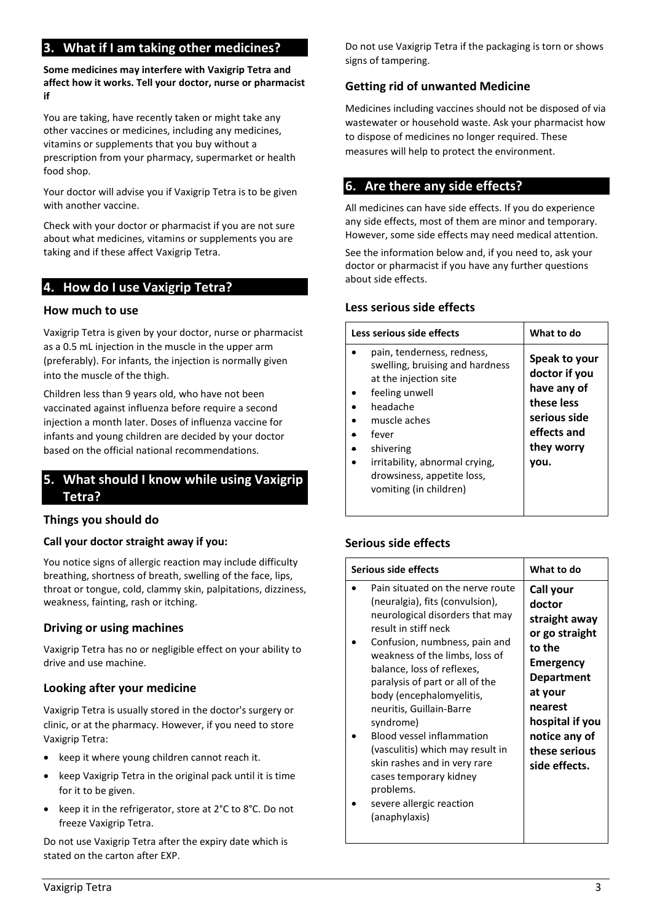## 3. What if I am taking other medicines?

**Some medicines may interfere with Vaxigrip Tetra and affect how it works. Tell your doctor, nurse or pharmacist if**

You are taking, have recently taken or might take any other vaccines or medicines, including any medicines, vitamins or supplements that you buy without a prescription from your pharmacy, supermarket or health food shop.

Your doctor will advise you if Vaxigrip Tetra is to be given with another vaccine.

Check with your doctor or pharmacist if you are not sure about what medicines, vitamins or supplements you are taking and if these affect Vaxigrip Tetra.

## 4. How do I use Vaxigrip Tetra?

### How much to use

Vaxigrip Tetra is given by your doctor, nurse or pharmacist as a 0.5 mL injection in the muscle in the upper arm (preferably). For infants, the injection is normally given into the muscle of the thigh.

Children less than 9 years old, who have not been vaccinated against influenza before require a second injection a month later. Doses of influenza vaccine for infants and young children are decided by your doctor based on the official national recommendations.

## 5. What should I know while using Vaxigrip Tetra?

### Things you should do

#### Call your doctor straight away if you:

You notice signs of allergic reaction may include difficulty breathing, shortness of breath, swelling of the face, lips, throat or tongue, cold, clammy skin, palpitations, dizziness, weakness, fainting, rash or itching.

### Driving or using machines

Vaxigrip Tetra has no or negligible effect on your ability to drive and use machine.

### Looking after your medicine

Vaxigrip Tetra is usually stored in the doctor's surgery or clinic, or at the pharmacy. However, if you need to store Vaxigrip Tetra:

- keep it where young children cannot reach it.
- keep Vaxigrip Tetra in the original pack until it is time for it to be given.
- keep it in the refrigerator, store at 2°C to 8°C. Do not freeze Vaxigrip Tetra.

Do not use Vaxigrip Tetra after the expiry date which is stated on the carton after EXP.

Do not use Vaxigrip Tetra if the packaging is torn or shows signs of tampering.

### Getting rid of unwanted Medicine

Medicines including vaccines should not be disposed of via wastewater or household waste. Ask your pharmacist how to dispose of medicines no longer required. These measures will help to protect the environment.

## 6. Are there any side effects?

All medicines can have side effects. If you do experience any side effects, most of them are minor and temporary. However, some side effects may need medical attention.

See the information below and, if you need to, ask your doctor or pharmacist if you have any further questions about side effects.

### Less serious side effects

| Less serious side effects | What to do |
|---|---|
| • pain, tenderness, redness, swelling, bruising and hardness at the injection site<br>• feeling unwell<br>• headache<br>• muscle aches<br>• fever<br>• shivering<br>• irritability, abnormal crying, drowsiness, appetite loss, vomiting (in children) | **Speak to your doctor if you have any of these less serious side effects and they worry you.** |

### Serious side effects

| Serious side effects | What to do |
|---|---|
| • Pain situated on the nerve route (neuralgia), fits (convulsion), neurological disorders that may result in stiff neck<br>• Confusion, numbness, pain and weakness of the limbs, loss of balance, loss of reflexes, paralysis of part or all of the body (encephalomyelitis, neuritis, Guillain-Barre syndrome)<br>• Blood vessel inflammation (vasculitis) which may result in skin rashes and in very rare cases temporary kidney problems.<br>• severe allergic reaction (anaphylaxis) | **Call your doctor straight away or go straight to the Emergency Department at your nearest hospital if you notice any of these serious side effects.** |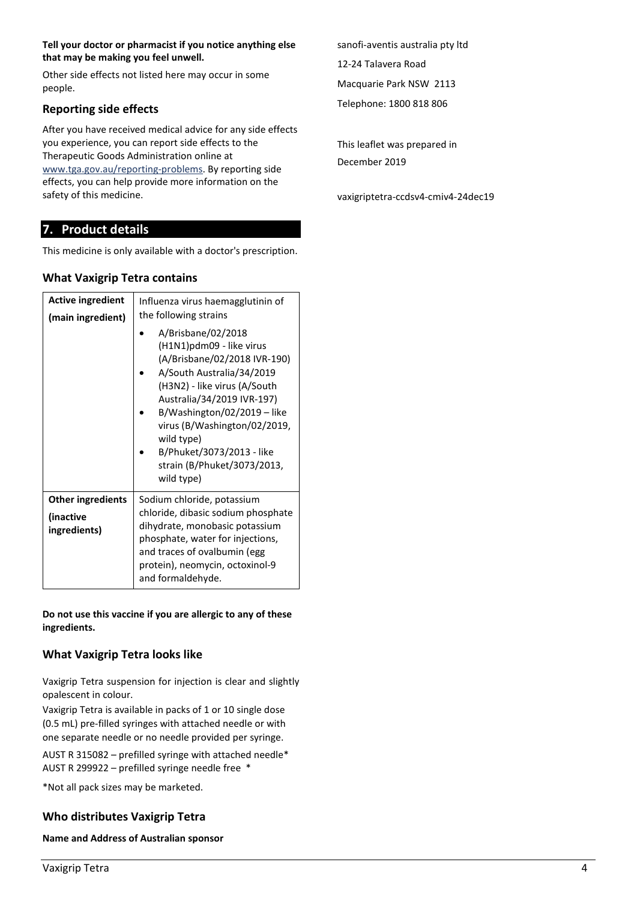**Tell your doctor or pharmacist if you notice anything else that may be making you feel unwell.**

Other side effects not listed here may occur in some people.

### Reporting side effects

After you have received medical advice for any side effects you experience, you can report side effects to the Therapeutic Goods Administration online at www.tga.gov.au/reporting-problems. By reporting side effects, you can help provide more information on the safety of this medicine.

## 7. Product details

This medicine is only available with a doctor's prescription.

### What Vaxigrip Tetra contains

| | |
|---|---|
| **Active ingredient (main ingredient)** | Influenza virus haemagglutinin of the following strains<br>• A/Brisbane/02/2018 (H1N1)pdm09 - like virus (A/Brisbane/02/2018 IVR-190)<br>• A/South Australia/34/2019 (H3N2) - like virus (A/South Australia/34/2019 IVR-197)<br>• B/Washington/02/2019 – like virus (B/Washington/02/2019, wild type)<br>• B/Phuket/3073/2013 - like strain (B/Phuket/3073/2013, wild type) |
| **Other ingredients (inactive ingredients)** | Sodium chloride, potassium chloride, dibasic sodium phosphate dihydrate, monobasic potassium phosphate, water for injections, and traces of ovalbumin (egg protein), neomycin, octoxinol-9 and formaldehyde. |

**Do not use this vaccine if you are allergic to any of these ingredients.**

### What Vaxigrip Tetra looks like

Vaxigrip Tetra suspension for injection is clear and slightly opalescent in colour.

Vaxigrip Tetra is available in packs of 1 or 10 single dose (0.5 mL) pre-filled syringes with attached needle or with one separate needle or no needle provided per syringe.

AUST R 315082 – prefilled syringe with attached needle*
AUST R 299922 – prefilled syringe needle free *

*Not all pack sizes may be marketed.

### Who distributes Vaxigrip Tetra

**Name and Address of Australian sponsor**

sanofi-aventis australia pty ltd

12-24 Talavera Road

Macquarie Park NSW 2113

Telephone: 1800 818 806

This leaflet was prepared in December 2019

vaxigriptetra-ccdsv4-cmiv4-24dec19